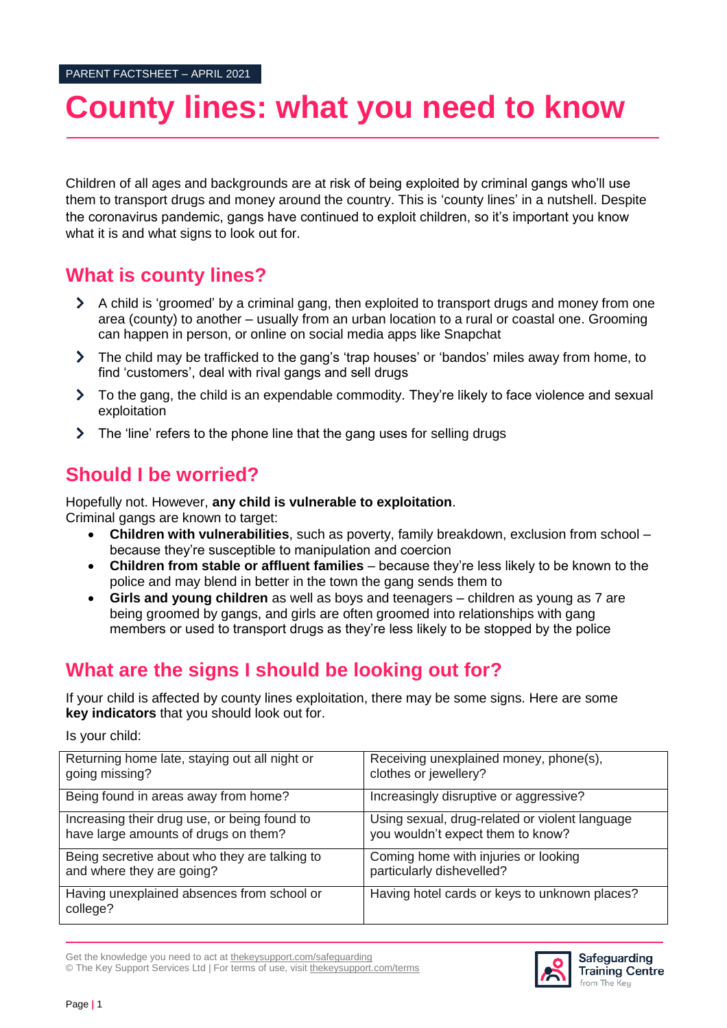PARENT FACTSHEET – APRIL 2021

# County lines: what you need to know

Children of all ages and backgrounds are at risk of being exploited by criminal gangs who'll use them to transport drugs and money around the country. This is 'county lines' in a nutshell. Despite the coronavirus pandemic, gangs have continued to exploit children, so it's important you know what it is and what signs to look out for.

## What is county lines?

- A child is 'groomed' by a criminal gang, then exploited to transport drugs and money from one area (county) to another – usually from an urban location to a rural or coastal one. Grooming can happen in person, or online on social media apps like Snapchat
- The child may be trafficked to the gang's 'trap houses' or 'bandos' miles away from home, to find 'customers', deal with rival gangs and sell drugs
- To the gang, the child is an expendable commodity. They're likely to face violence and sexual exploitation
- The 'line' refers to the phone line that the gang uses for selling drugs

## Should I be worried?

Hopefully not. However, **any child is vulnerable to exploitation**.
Criminal gangs are known to target:

- **Children with vulnerabilities**, such as poverty, family breakdown, exclusion from school – because they're susceptible to manipulation and coercion
- **Children from stable or affluent families** – because they're less likely to be known to the police and may blend in better in the town the gang sends them to
- **Girls and young children** as well as boys and teenagers – children as young as 7 are being groomed by gangs, and girls are often groomed into relationships with gang members or used to transport drugs as they're less likely to be stopped by the police

## What are the signs I should be looking out for?

If your child is affected by county lines exploitation, there may be some signs. Here are some **key indicators** that you should look out for.

Is your child:

| | |
|---|---|
| Returning home late, staying out all night or going missing? | Receiving unexplained money, phone(s), clothes or jewellery? |
| Being found in areas away from home? | Increasingly disruptive or aggressive? |
| Increasing their drug use, or being found to have large amounts of drugs on them? | Using sexual, drug-related or violent language you wouldn't expect them to know? |
| Being secretive about who they are talking to and where they are going? | Coming home with injuries or looking particularly dishevelled? |
| Having unexplained absences from school or college? | Having hotel cards or keys to unknown places? |

Get the knowledge you need to act at thekeysupport.com/safeguarding
© The Key Support Services Ltd | For terms of use, visit thekeysupport.com/terms

Safeguarding Training Centre from The Key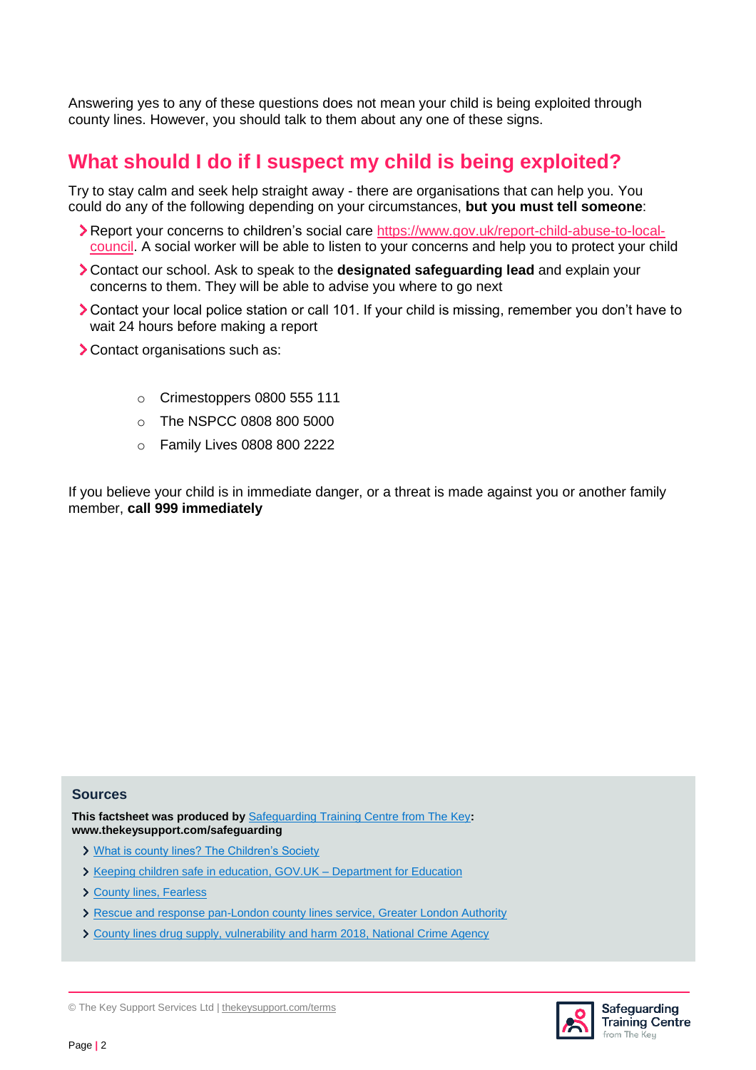Answering yes to any of these questions does not mean your child is being exploited through county lines. However, you should talk to them about any one of these signs.

## What should I do if I suspect my child is being exploited?

Try to stay calm and seek help straight away - there are organisations that can help you. You could do any of the following depending on your circumstances, **but you must tell someone**:

- Report your concerns to children's social care https://www.gov.uk/report-child-abuse-to-local-council. A social worker will be able to listen to your concerns and help you to protect your child
- Contact our school. Ask to speak to the **designated safeguarding lead** and explain your concerns to them. They will be able to advise you where to go next
- Contact your local police station or call 101. If your child is missing, remember you don't have to wait 24 hours before making a report
- Contact organisations such as:
    - Crimestoppers 0800 555 111
    - The NSPCC 0808 800 5000
    - Family Lives 0808 800 2222

If you believe your child is in immediate danger, or a threat is made against you or another family member, **call 999 immediately**

### Sources

**This factsheet was produced by** Safeguarding Training Centre from The Key**: www.thekeysupport.com/safeguarding**

- What is county lines? The Children's Society
- Keeping children safe in education, GOV.UK – Department for Education
- County lines, Fearless
- Rescue and response pan-London county lines service, Greater London Authority
- County lines drug supply, vulnerability and harm 2018, National Crime Agency

© The Key Support Services Ltd | thekeysupport.com/terms